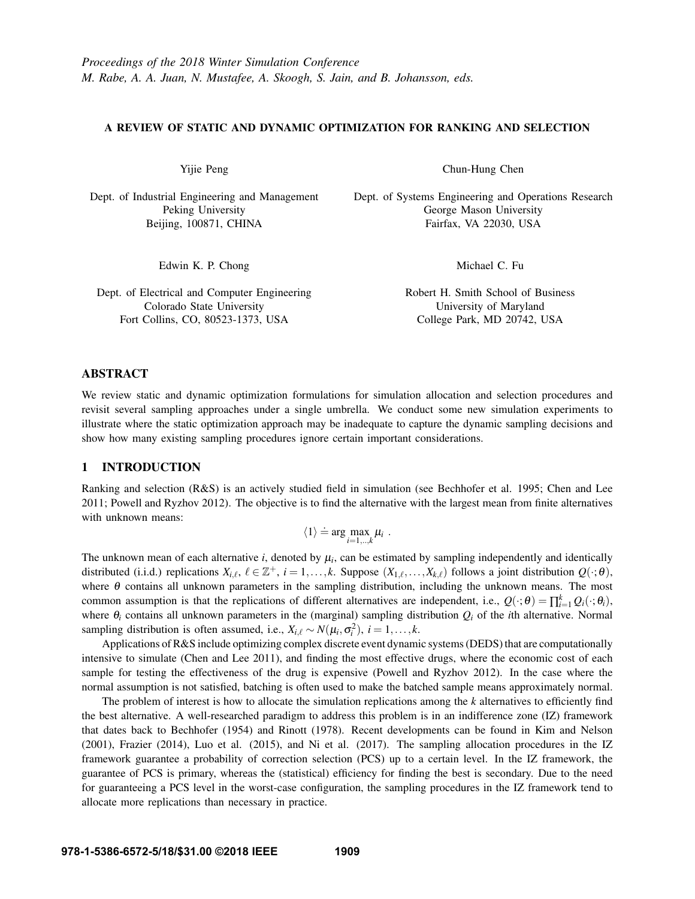*Proceedings of the 2018 Winter Simulation Conference*
*M. Rabe, A. A. Juan, N. Mustafee, A. Skoogh, S. Jain, and B. Johansson, eds.*

# A REVIEW OF STATIC AND DYNAMIC OPTIMIZATION FOR RANKING AND SELECTION

Yijie Peng

Dept. of Industrial Engineering and Management
Peking University
Beijing, 100871, CHINA

Chun-Hung Chen

Dept. of Systems Engineering and Operations Research
George Mason University
Fairfax, VA 22030, USA

Edwin K. P. Chong

Dept. of Electrical and Computer Engineering
Colorado State University
Fort Collins, CO, 80523-1373, USA

Michael C. Fu

Robert H. Smith School of Business
University of Maryland
College Park, MD 20742, USA

## ABSTRACT

We review static and dynamic optimization formulations for simulation allocation and selection procedures and revisit several sampling approaches under a single umbrella. We conduct some new simulation experiments to illustrate where the static optimization approach may be inadequate to capture the dynamic sampling decisions and show how many existing sampling procedures ignore certain important considerations.

## 1 INTRODUCTION

Ranking and selection (R&S) is an actively studied field in simulation (see Bechhofer et al. 1995; Chen and Lee 2011; Powell and Ryzhov 2012). The objective is to find the alternative with the largest mean from finite alternatives with unknown means:

$$\langle 1 \rangle \doteq \arg \max_{i=1,\ldots,k} \mu_i \ .$$

The unknown mean of each alternative $i$, denoted by $\mu_i$, can be estimated by sampling independently and identically distributed (i.i.d.) replications $X_{i,\ell}$, $\ell \in \mathbb{Z}^+$, $i = 1, \ldots, k$. Suppose $(X_{1,\ell}, \ldots, X_{k,\ell})$ follows a joint distribution $Q(\cdot;\theta)$, where $\theta$ contains all unknown parameters in the sampling distribution, including the unknown means. The most common assumption is that the replications of different alternatives are independent, i.e., $Q(\cdot;\theta) = \prod_{i=1}^{k} Q_i(\cdot;\theta_i)$, where $\theta_i$ contains all unknown parameters in the (marginal) sampling distribution $Q_i$ of the $i$th alternative. Normal sampling distribution is often assumed, i.e., $X_{i,\ell} \sim N(\mu_i, \sigma_i^2)$, $i = 1, \ldots, k$.

Applications of R&S include optimizing complex discrete event dynamic systems (DEDS) that are computationally intensive to simulate (Chen and Lee 2011), and finding the most effective drugs, where the economic cost of each sample for testing the effectiveness of the drug is expensive (Powell and Ryzhov 2012). In the case where the normal assumption is not satisfied, batching is often used to make the batched sample means approximately normal.

The problem of interest is how to allocate the simulation replications among the $k$ alternatives to efficiently find the best alternative. A well-researched paradigm to address this problem is in an indifference zone (IZ) framework that dates back to Bechhofer (1954) and Rinott (1978). Recent developments can be found in Kim and Nelson (2001), Frazier (2014), Luo et al. (2015), and Ni et al. (2017). The sampling allocation procedures in the IZ framework guarantee a probability of correction selection (PCS) up to a certain level. In the IZ framework, the guarantee of PCS is primary, whereas the (statistical) efficiency for finding the best is secondary. Due to the need for guaranteeing a PCS level in the worst-case configuration, the sampling procedures in the IZ framework tend to allocate more replications than necessary in practice.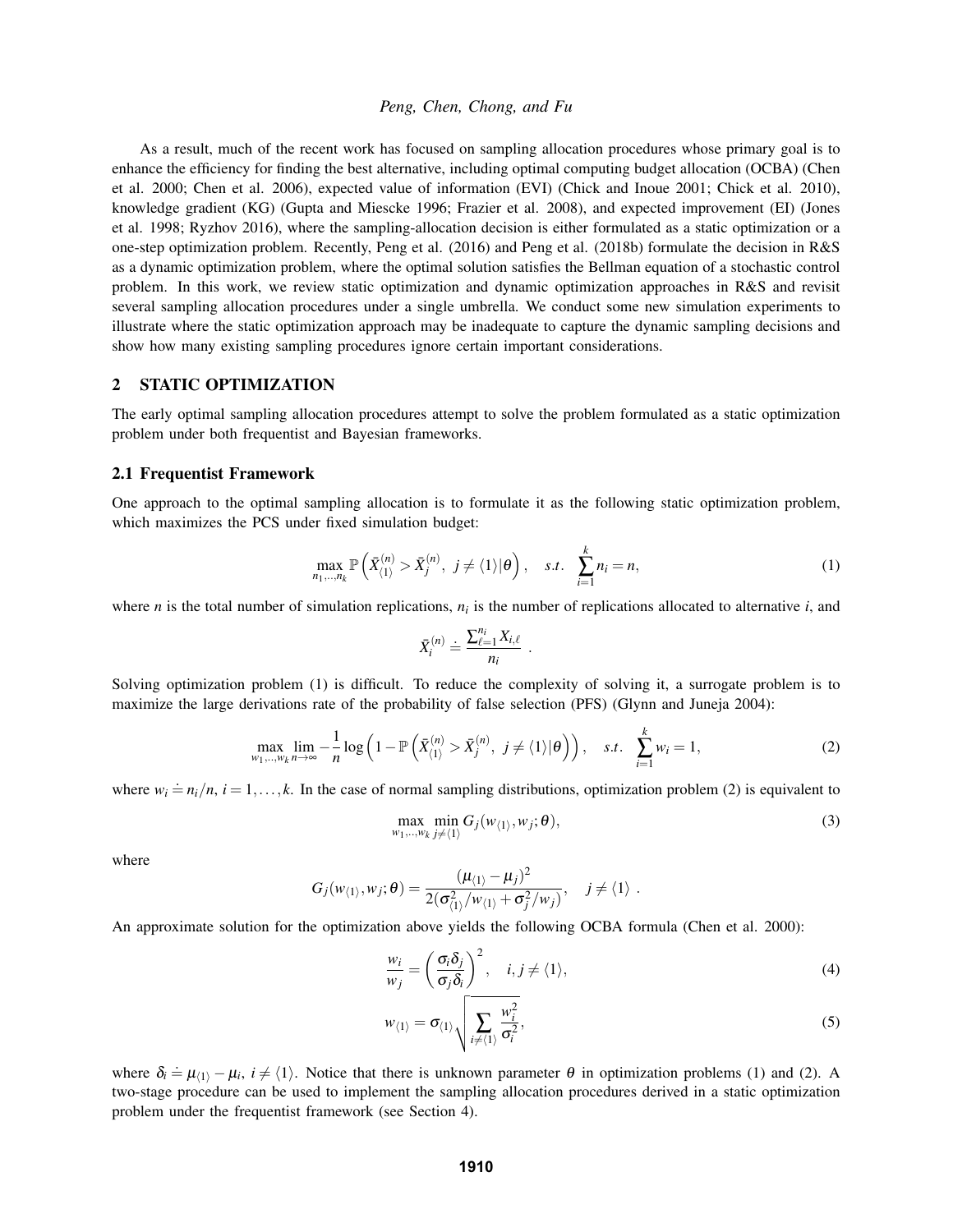As a result, much of the recent work has focused on sampling allocation procedures whose primary goal is to enhance the efficiency for finding the best alternative, including optimal computing budget allocation (OCBA) (Chen et al. 2000; Chen et al. 2006), expected value of information (EVI) (Chick and Inoue 2001; Chick et al. 2010), knowledge gradient (KG) (Gupta and Miescke 1996; Frazier et al. 2008), and expected improvement (EI) (Jones et al. 1998; Ryzhov 2016), where the sampling-allocation decision is either formulated as a static optimization or a one-step optimization problem. Recently, Peng et al. (2016) and Peng et al. (2018b) formulate the decision in R&S as a dynamic optimization problem, where the optimal solution satisfies the Bellman equation of a stochastic control problem. In this work, we review static optimization and dynamic optimization approaches in R&S and revisit several sampling allocation procedures under a single umbrella. We conduct some new simulation experiments to illustrate where the static optimization approach may be inadequate to capture the dynamic sampling decisions and show how many existing sampling procedures ignore certain important considerations.

## 2 STATIC OPTIMIZATION

The early optimal sampling allocation procedures attempt to solve the problem formulated as a static optimization problem under both frequentist and Bayesian frameworks.

### 2.1 Frequentist Framework

One approach to the optimal sampling allocation is to formulate it as the following static optimization problem, which maximizes the PCS under fixed simulation budget:

$$\max_{n_1,\ldots,n_k} \mathbb{P}\left(\bar{X}_{\langle 1\rangle}^{(n)} > \bar{X}_j^{(n)},\ j \neq \langle 1\rangle | \theta\right), \quad s.t. \quad \sum_{i=1}^{k} n_i = n, \tag{1}$$

where $n$ is the total number of simulation replications, $n_i$ is the number of replications allocated to alternative $i$, and

$$\bar{X}_i^{(n)} \doteq \frac{\sum_{\ell=1}^{n_i} X_{i,\ell}}{n_i} \ .$$

Solving optimization problem (1) is difficult. To reduce the complexity of solving it, a surrogate problem is to maximize the large derivations rate of the probability of false selection (PFS) (Glynn and Juneja 2004):

$$\max_{w_1,\ldots,w_k} \lim_{n\to\infty} -\frac{1}{n} \log\left(1 - \mathbb{P}\left(\bar{X}_{\langle 1\rangle}^{(n)} > \bar{X}_j^{(n)},\ j \neq \langle 1\rangle | \theta\right)\right), \quad s.t. \quad \sum_{i=1}^{k} w_i = 1, \tag{2}$$

where $w_i \doteq n_i/n$, $i = 1,\ldots,k$. In the case of normal sampling distributions, optimization problem (2) is equivalent to

$$\max_{w_1,\ldots,w_k} \min_{j\neq\langle 1\rangle} G_j(w_{\langle 1\rangle}, w_j; \theta), \tag{3}$$

where

$$G_j(w_{\langle 1\rangle}, w_j; \theta) = \frac{(\mu_{\langle 1\rangle} - \mu_j)^2}{2(\sigma_{\langle 1\rangle}^2/w_{\langle 1\rangle} + \sigma_j^2/w_j)}, \quad j \neq \langle 1\rangle \ .$$

An approximate solution for the optimization above yields the following OCBA formula (Chen et al. 2000):

$$\frac{w_i}{w_j} = \left(\frac{\sigma_i \delta_j}{\sigma_j \delta_i}\right)^2, \quad i, j \neq \langle 1\rangle, \tag{4}$$

$$w_{\langle 1\rangle} = \sigma_{\langle 1\rangle} \sqrt{\sum_{i\neq\langle 1\rangle} \frac{w_i^2}{\sigma_i^2}}, \tag{5}$$

where $\delta_i \doteq \mu_{\langle 1\rangle} - \mu_i$, $i \neq \langle 1\rangle$. Notice that there is unknown parameter $\theta$ in optimization problems (1) and (2). A two-stage procedure can be used to implement the sampling allocation procedures derived in a static optimization problem under the frequentist framework (see Section 4).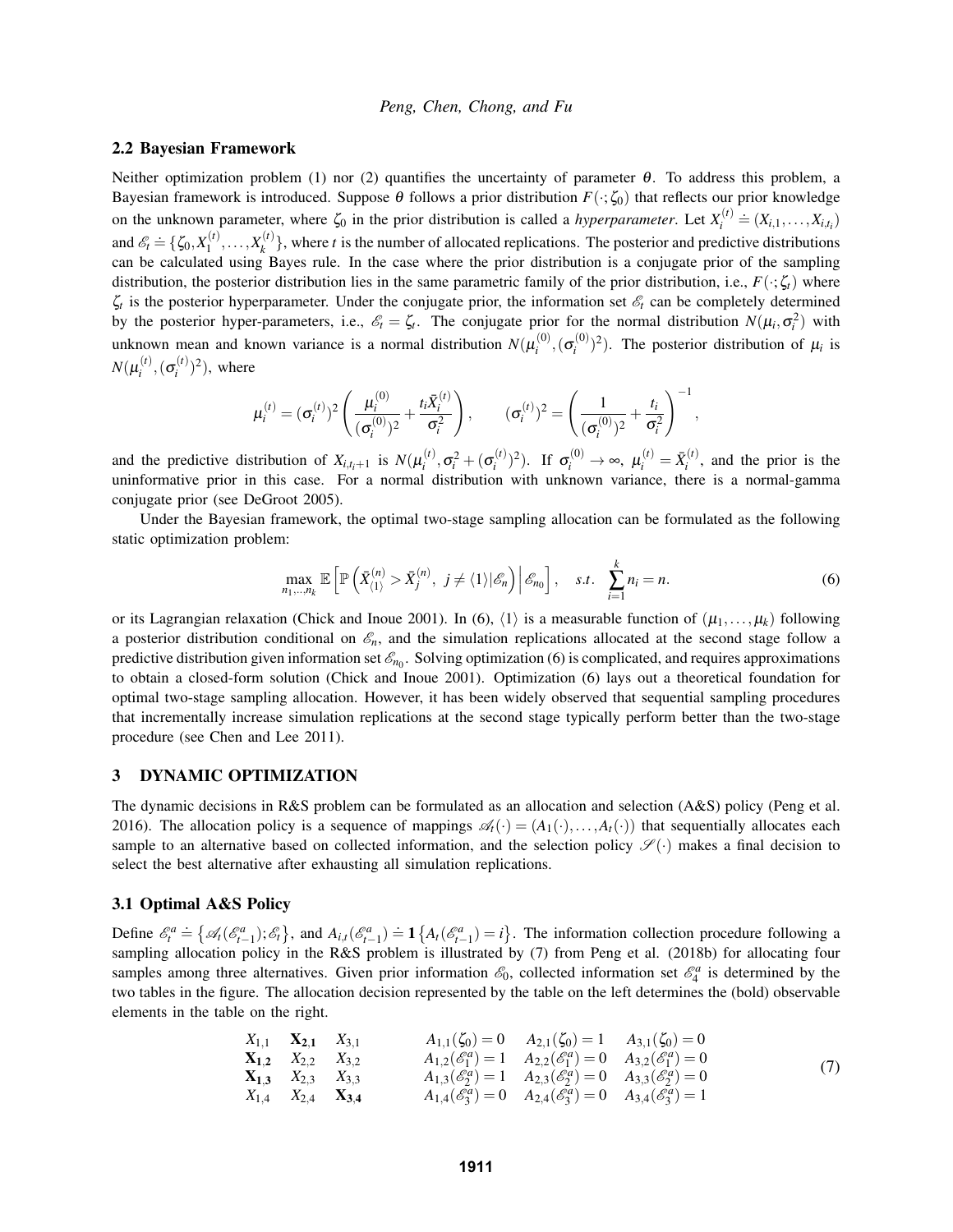### 2.2 Bayesian Framework

Neither optimization problem (1) nor (2) quantifies the uncertainty of parameter $\theta$. To address this problem, a Bayesian framework is introduced. Suppose $\theta$ follows a prior distribution $F(\cdot;\zeta_0)$ that reflects our prior knowledge on the unknown parameter, where $\zeta_0$ in the prior distribution is called a *hyperparameter*. Let $X_i^{(t)} \doteq (X_{i,1},\ldots,X_{i,t_i})$ and $\mathscr{E}_t \doteq \{\zeta_0, X_1^{(t)},\ldots,X_k^{(t)}\}$, where $t$ is the number of allocated replications. The posterior and predictive distributions can be calculated using Bayes rule. In the case where the prior distribution is a conjugate prior of the sampling distribution, the posterior distribution lies in the same parametric family of the prior distribution, i.e., $F(\cdot;\zeta_t)$ where $\zeta_t$ is the posterior hyperparameter. Under the conjugate prior, the information set $\mathscr{E}_t$ can be completely determined by the posterior hyper-parameters, i.e., $\mathscr{E}_t = \zeta_t$. The conjugate prior for the normal distribution $N(\mu_i,\sigma_i^2)$ with unknown mean and known variance is a normal distribution $N(\mu_i^{(0)},(\sigma_i^{(0)})^2)$. The posterior distribution of $\mu_i$ is $N(\mu_i^{(t)},(\sigma_i^{(t)})^2)$, where

$$\mu_i^{(t)} = (\sigma_i^{(t)})^2\left(\frac{\mu_i^{(0)}}{(\sigma_i^{(0)})^2} + \frac{t_i\bar{X}_i^{(t)}}{\sigma_i^2}\right), \qquad (\sigma_i^{(t)})^2 = \left(\frac{1}{(\sigma_i^{(0)})^2} + \frac{t_i}{\sigma_i^2}\right)^{-1},$$

and the predictive distribution of $X_{i,t_i+1}$ is $N(\mu_i^{(t)},\sigma_i^2+(\sigma_i^{(t)})^2)$. If $\sigma_i^{(0)} \to \infty$, $\mu_i^{(t)} = \bar{X}_i^{(t)}$, and the prior is the uninformative prior in this case. For a normal distribution with unknown variance, there is a normal-gamma conjugate prior (see DeGroot 2005).

Under the Bayesian framework, the optimal two-stage sampling allocation can be formulated as the following static optimization problem:

$$\max_{n_1,\ldots,n_k} \mathbb{E}\left[\mathbb{P}\left(\bar{X}_{\langle 1\rangle}^{(n)} > \bar{X}_j^{(n)},\ j \neq \langle 1\rangle \middle| \mathscr{E}_n\right)\middle|\mathscr{E}_{n_0}\right], \quad s.t.\ \sum_{i=1}^{k} n_i = n. \tag{6}$$

or its Lagrangian relaxation (Chick and Inoue 2001). In (6), $\langle 1\rangle$ is a measurable function of $(\mu_1,\ldots,\mu_k)$ following a posterior distribution conditional on $\mathscr{E}_n$, and the simulation replications allocated at the second stage follow a predictive distribution given information set $\mathscr{E}_{n_0}$. Solving optimization (6) is complicated, and requires approximations to obtain a closed-form solution (Chick and Inoue 2001). Optimization (6) lays out a theoretical foundation for optimal two-stage sampling allocation. However, it has been widely observed that sequential sampling procedures that incrementally increase simulation replications at the second stage typically perform better than the two-stage procedure (see Chen and Lee 2011).

## 3 DYNAMIC OPTIMIZATION

The dynamic decisions in R&S problem can be formulated as an allocation and selection (A&S) policy (Peng et al. 2016). The allocation policy is a sequence of mappings $\mathscr{A}_t(\cdot) = (A_1(\cdot),\ldots,A_t(\cdot))$ that sequentially allocates each sample to an alternative based on collected information, and the selection policy $\mathscr{S}(\cdot)$ makes a final decision to select the best alternative after exhausting all simulation replications.

### 3.1 Optimal A&S Policy

Define $\mathscr{E}_t^a \doteq \{\mathscr{A}_t(\mathscr{E}_{t-1}^a);\mathscr{E}_t\}$, and $A_{i,t}(\mathscr{E}_{t-1}^a) \doteq \mathbf{1}\{A_t(\mathscr{E}_{t-1}^a) = i\}$. The information collection procedure following a sampling allocation policy in the R&S problem is illustrated by (7) from Peng et al. (2018b) for allocating four samples among three alternatives. Given prior information $\mathscr{E}_0$, collected information set $\mathscr{E}_4^a$ is determined by the two tables in the figure. The allocation decision represented by the table on the left determines the (bold) observable elements in the table on the right.

$$\begin{array}{lll} X_{1,1} & \mathbf{X_{2,1}} & X_{3,1} \\ \mathbf{X_{1,2}} & X_{2,2} & X_{3,2} \\ \mathbf{X_{1,3}} & X_{2,3} & X_{3,3} \\ X_{1,4} & X_{2,4} & \mathbf{X_{3,4}} \end{array} \qquad \begin{array}{lll} A_{1,1}(\zeta_0)=0 & A_{2,1}(\zeta_0)=1 & A_{3,1}(\zeta_0)=0 \\ A_{1,2}(\mathscr{E}_1^a)=1 & A_{2,2}(\mathscr{E}_1^a)=0 & A_{3,2}(\mathscr{E}_1^a)=0 \\ A_{1,3}(\mathscr{E}_2^a)=1 & A_{2,3}(\mathscr{E}_2^a)=0 & A_{3,3}(\mathscr{E}_2^a)=0 \\ A_{1,4}(\mathscr{E}_3^a)=0 & A_{2,4}(\mathscr{E}_3^a)=0 & A_{3,4}(\mathscr{E}_3^a)=1 \end{array} \tag{7}$$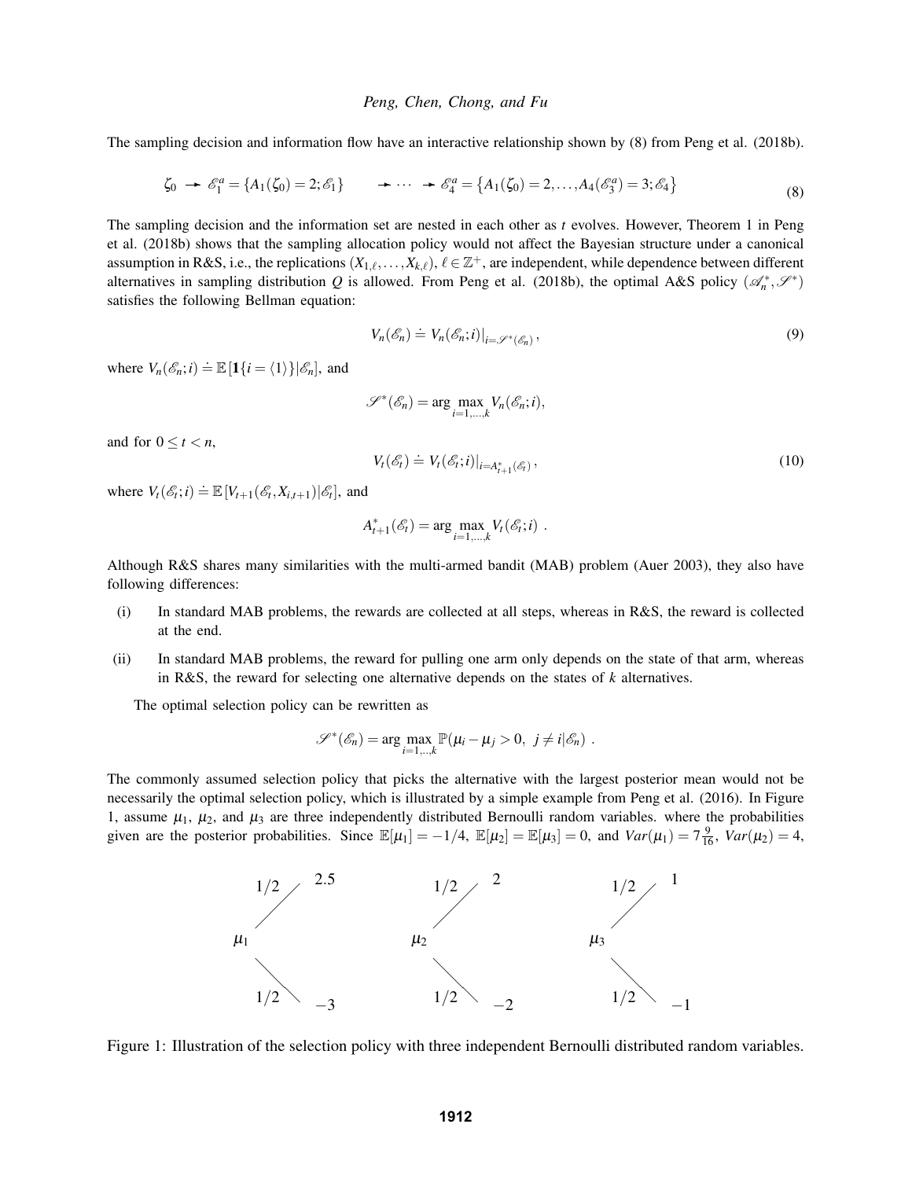The sampling decision and information flow have an interactive relationship shown by (8) from Peng et al. (2018b).

$$\zeta_0 \rightarrow \mathscr{E}_1^a = \{A_1(\zeta_0) = 2; \mathscr{E}_1\} \quad \rightarrow \cdots \rightarrow \mathscr{E}_4^a = \{A_1(\zeta_0) = 2, \ldots, A_4(\mathscr{E}_3^a) = 3; \mathscr{E}_4\} \tag{8}$$

The sampling decision and the information set are nested in each other as $t$ evolves. However, Theorem 1 in Peng et al. (2018b) shows that the sampling allocation policy would not affect the Bayesian structure under a canonical assumption in R&S, i.e., the replications $(X_{1,\ell}, \ldots, X_{k,\ell})$, $\ell \in \mathbb{Z}^+$, are independent, while dependence between different alternatives in sampling distribution $Q$ is allowed. From Peng et al. (2018b), the optimal A&S policy $(\mathscr{A}_n^*, \mathscr{S}^*)$ satisfies the following Bellman equation:

$$V_n(\mathscr{E}_n) \doteq V_n(\mathscr{E}_n; i)\big|_{i=\mathscr{S}^*(\mathscr{E}_n)}, \tag{9}$$

where $V_n(\mathscr{E}_n; i) \doteq \mathbb{E}\left[\mathbf{1}\{i = \langle 1 \rangle\} | \mathscr{E}_n\right]$, and

$$\mathscr{S}^*(\mathscr{E}_n) = \arg\max_{i=1,\ldots,k} V_n(\mathscr{E}_n; i),$$

and for $0 \leq t < n$,

$$V_t(\mathscr{E}_t) \doteq V_t(\mathscr{E}_t; i)\big|_{i=A_{t+1}^*(\mathscr{E}_t)}, \tag{10}$$

where $V_t(\mathscr{E}_t; i) \doteq \mathbb{E}\left[V_{t+1}(\mathscr{E}_t, X_{i,t+1}) | \mathscr{E}_t\right]$, and

$$A_{t+1}^*(\mathscr{E}_t) = \arg\max_{i=1,\ldots,k} V_t(\mathscr{E}_t; i) \ .$$

Although R&S shares many similarities with the multi-armed bandit (MAB) problem (Auer 2003), they also have following differences:

(i) In standard MAB problems, the rewards are collected at all steps, whereas in R&S, the reward is collected at the end.

(ii) In standard MAB problems, the reward for pulling one arm only depends on the state of that arm, whereas in R&S, the reward for selecting one alternative depends on the states of $k$ alternatives.

The optimal selection policy can be rewritten as

$$\mathscr{S}^*(\mathscr{E}_n) = \arg\max_{i=1,\ldots,k} \mathbb{P}(\mu_i - \mu_j > 0, \ j \neq i | \mathscr{E}_n) \ .$$

The commonly assumed selection policy that picks the alternative with the largest posterior mean would not be necessarily the optimal selection policy, which is illustrated by a simple example from Peng et al. (2016). In Figure 1, assume $\mu_1$, $\mu_2$, and $\mu_3$ are three independently distributed Bernoulli random variables. where the probabilities given are the posterior probabilities. Since $\mathbb{E}[\mu_1] = -1/4$, $\mathbb{E}[\mu_2] = \mathbb{E}[\mu_3] = 0$, and $Var(\mu_1) = 7\frac{9}{16}$, $Var(\mu_2) = 4$,

| | Probability | Value |
|---|---|---|
| $\mu_1$ | 1/2 | 2.5 |
| | 1/2 | −3 |
| $\mu_2$ | 1/2 | 2 |
| | 1/2 | −2 |
| $\mu_3$ | 1/2 | 1 |
| | 1/2 | −1 |

Figure 1: Illustration of the selection policy with three independent Bernoulli distributed random variables.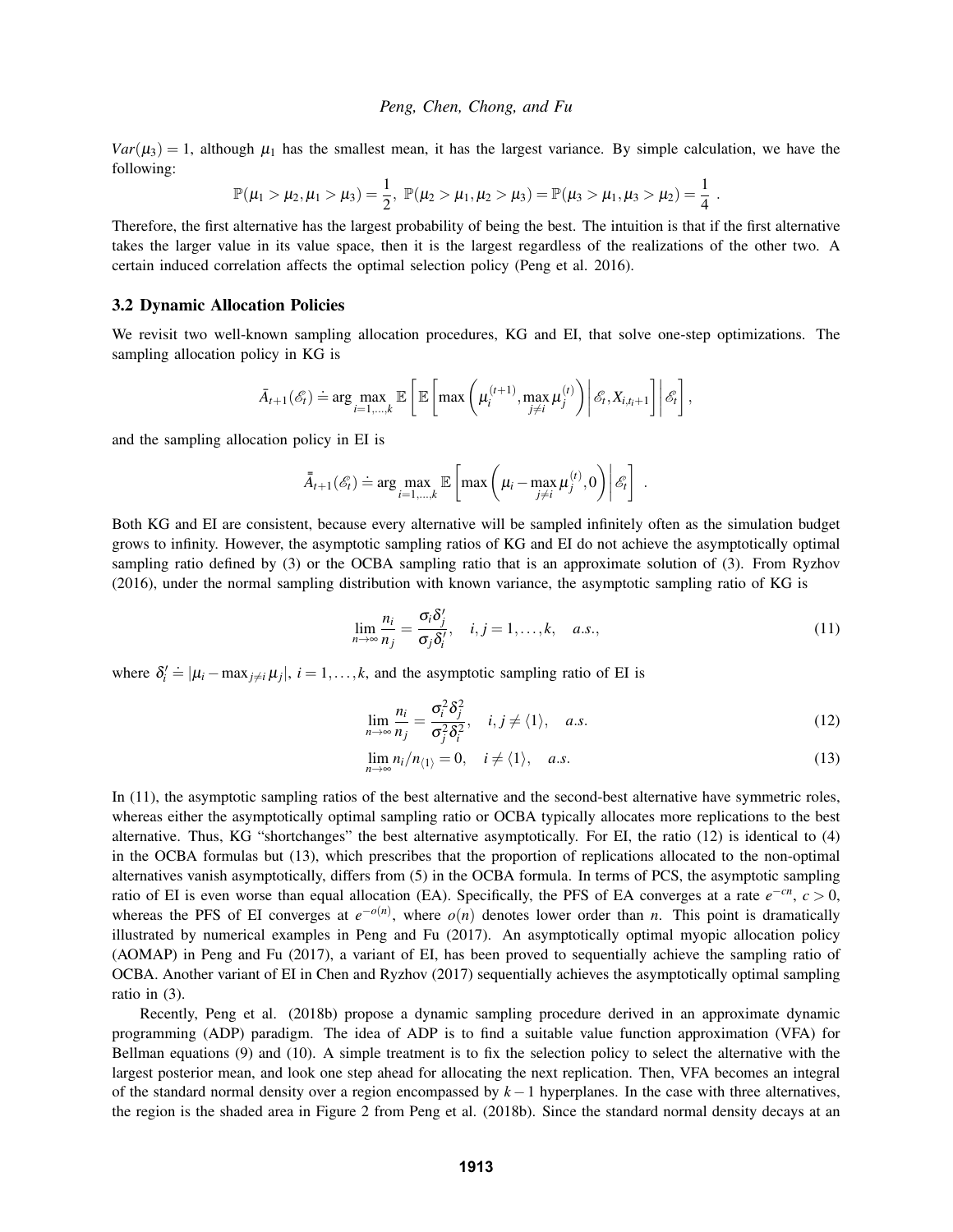$Var(\mu_3) = 1$, although $\mu_1$ has the smallest mean, it has the largest variance. By simple calculation, we have the following:

$$\mathbb{P}(\mu_1 > \mu_2, \mu_1 > \mu_3) = \frac{1}{2},\ \mathbb{P}(\mu_2 > \mu_1, \mu_2 > \mu_3) = \mathbb{P}(\mu_3 > \mu_1, \mu_3 > \mu_2) = \frac{1}{4}\ .$$

Therefore, the first alternative has the largest probability of being the best. The intuition is that if the first alternative takes the larger value in its value space, then it is the largest regardless of the realizations of the other two. A certain induced correlation affects the optimal selection policy (Peng et al. 2016).

### 3.2 Dynamic Allocation Policies

We revisit two well-known sampling allocation procedures, KG and EI, that solve one-step optimizations. The sampling allocation policy in KG is

$$\bar{A}_{t+1}(\mathscr{E}_t) \doteq \arg\max_{i=1,\dots,k} \mathbb{E}\left[\mathbb{E}\left[\max\left(\mu_i^{(t+1)}, \max_{j\neq i}\mu_j^{(t)}\right)\bigg|\mathscr{E}_t, X_{i,t_i+1}\right]\bigg|\mathscr{E}_t\right],$$

and the sampling allocation policy in EI is

$$\bar{\bar{A}}_{t+1}(\mathscr{E}_t) \doteq \arg\max_{i=1,\dots,k} \mathbb{E}\left[\max\left(\mu_i - \max_{j\neq i}\mu_j^{(t)}, 0\right)\bigg|\mathscr{E}_t\right]\ .$$

Both KG and EI are consistent, because every alternative will be sampled infinitely often as the simulation budget grows to infinity. However, the asymptotic sampling ratios of KG and EI do not achieve the asymptotically optimal sampling ratio defined by (3) or the OCBA sampling ratio that is an approximate solution of (3). From Ryzhov (2016), under the normal sampling distribution with known variance, the asymptotic sampling ratio of KG is

$$\lim_{n\to\infty}\frac{n_i}{n_j} = \frac{\sigma_i \delta_j'}{\sigma_j \delta_i'}, \quad i,j = 1,\dots,k, \quad a.s., \tag{11}$$

where $\delta_i' \doteq |\mu_i - \max_{j\neq i}\mu_j|$, $i = 1,\dots,k$, and the asymptotic sampling ratio of EI is

$$\lim_{n\to\infty}\frac{n_i}{n_j} = \frac{\sigma_i^2 \delta_j^2}{\sigma_j^2 \delta_i^2}, \quad i,j \neq \langle 1\rangle, \quad a.s. \tag{12}$$

$$\lim_{n\to\infty} n_i/n_{\langle 1\rangle} = 0, \quad i \neq \langle 1\rangle, \quad a.s. \tag{13}$$

In (11), the asymptotic sampling ratios of the best alternative and the second-best alternative have symmetric roles, whereas either the asymptotically optimal sampling ratio or OCBA typically allocates more replications to the best alternative. Thus, KG "shortchanges" the best alternative asymptotically. For EI, the ratio (12) is identical to (4) in the OCBA formulas but (13), which prescribes that the proportion of replications allocated to the non-optimal alternatives vanish asymptotically, differs from (5) in the OCBA formula. In terms of PCS, the asymptotic sampling ratio of EI is even worse than equal allocation (EA). Specifically, the PFS of EA converges at a rate $e^{-cn}$, $c > 0$, whereas the PFS of EI converges at $e^{-o(n)}$, where $o(n)$ denotes lower order than $n$. This point is dramatically illustrated by numerical examples in Peng and Fu (2017). An asymptotically optimal myopic allocation policy (AOMAP) in Peng and Fu (2017), a variant of EI, has been proved to sequentially achieve the sampling ratio of OCBA. Another variant of EI in Chen and Ryzhov (2017) sequentially achieves the asymptotically optimal sampling ratio in (3).

Recently, Peng et al. (2018b) propose a dynamic sampling procedure derived in an approximate dynamic programming (ADP) paradigm. The idea of ADP is to find a suitable value function approximation (VFA) for Bellman equations (9) and (10). A simple treatment is to fix the selection policy to select the alternative with the largest posterior mean, and look one step ahead for allocating the next replication. Then, VFA becomes an integral of the standard normal density over a region encompassed by $k-1$ hyperplanes. In the case with three alternatives, the region is the shaded area in Figure 2 from Peng et al. (2018b). Since the standard normal density decays at an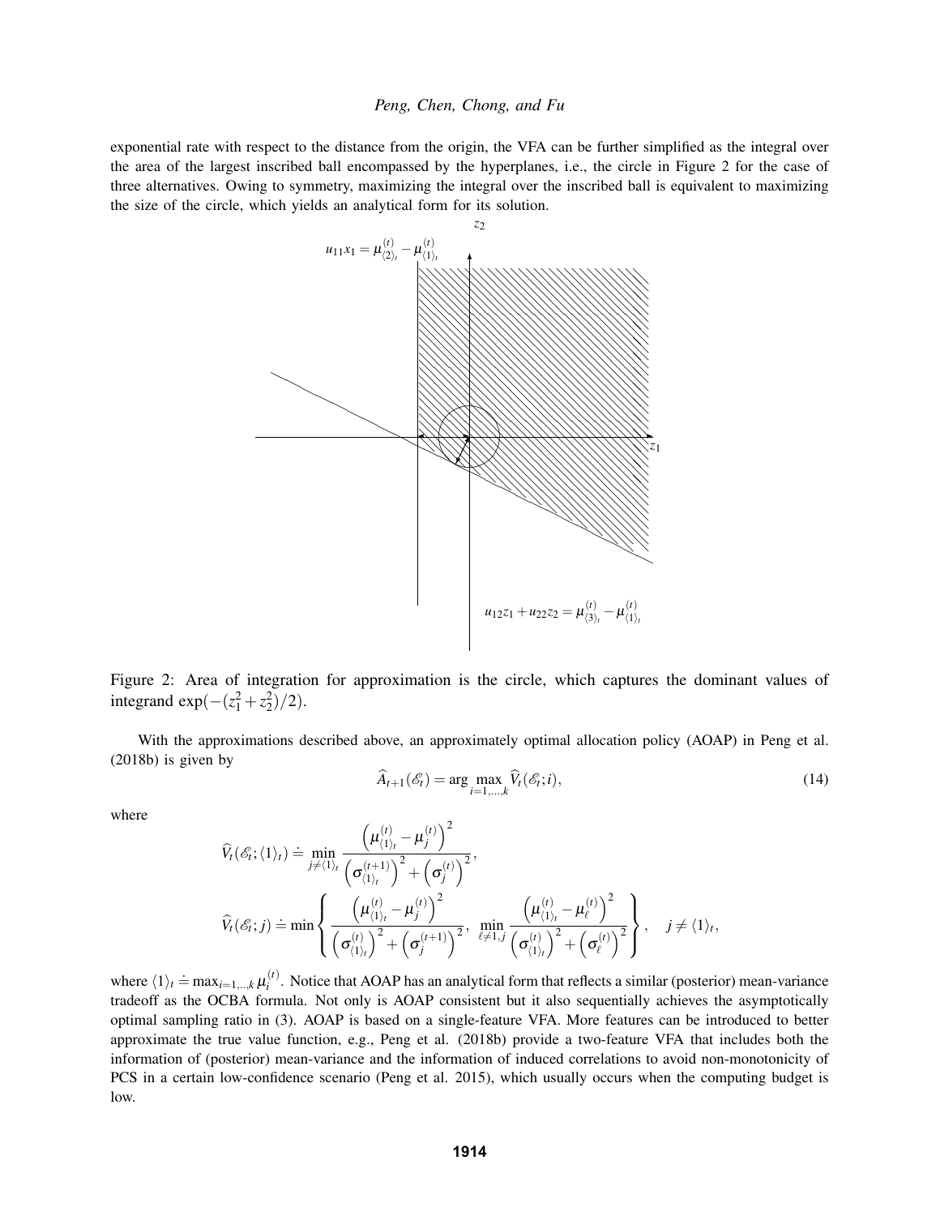exponential rate with respect to the distance from the origin, the VFA can be further simplified as the integral over the area of the largest inscribed ball encompassed by the hyperplanes, i.e., the circle in Figure 2 for the case of three alternatives. Owing to symmetry, maximizing the integral over the inscribed ball is equivalent to maximizing the size of the circle, which yields an analytical form for its solution.

Figure 2: Area of integration for approximation is the circle, which captures the dominant values of integrand $\exp(-(z_1^2+z_2^2)/2)$.

With the approximations described above, an approximately optimal allocation policy (AOAP) in Peng et al. (2018b) is given by

$$\widehat{A}_{t+1}(\mathscr{E}_t) = \arg\max_{i=1,\ldots,k} \widehat{V}_t(\mathscr{E}_t; i), \tag{14}$$

where

$$\widehat{V}_t(\mathscr{E}_t; \langle 1 \rangle_t) \doteq \min_{j \neq \langle 1 \rangle_t} \frac{\left(\mu_{\langle 1 \rangle_t}^{(t)} - \mu_j^{(t)}\right)^2}{\left(\sigma_{\langle 1 \rangle_t}^{(t+1)}\right)^2 + \left(\sigma_j^{(t)}\right)^2},$$

$$\widehat{V}_t(\mathscr{E}_t; j) \doteq \min\left\{ \frac{\left(\mu_{\langle 1 \rangle_t}^{(t)} - \mu_j^{(t)}\right)^2}{\left(\sigma_{\langle 1 \rangle_t}^{(t)}\right)^2 + \left(\sigma_j^{(t+1)}\right)^2},\ \min_{\ell \neq 1, j} \frac{\left(\mu_{\langle 1 \rangle_t}^{(t)} - \mu_\ell^{(t)}\right)^2}{\left(\sigma_{\langle 1 \rangle_t}^{(t)}\right)^2 + \left(\sigma_\ell^{(t)}\right)^2} \right\}, \quad j \neq \langle 1 \rangle_t,$$

where $\langle 1 \rangle_t \doteq \max_{i=1,\ldots,k} \mu_i^{(t)}$. Notice that AOAP has an analytical form that reflects a similar (posterior) mean-variance tradeoff as the OCBA formula. Not only is AOAP consistent but it also sequentially achieves the asymptotically optimal sampling ratio in (3). AOAP is based on a single-feature VFA. More features can be introduced to better approximate the true value function, e.g., Peng et al. (2018b) provide a two-feature VFA that includes both the information of (posterior) mean-variance and the information of induced correlations to avoid non-monotonicity of PCS in a certain low-confidence scenario (Peng et al. 2015), which usually occurs when the computing budget is low.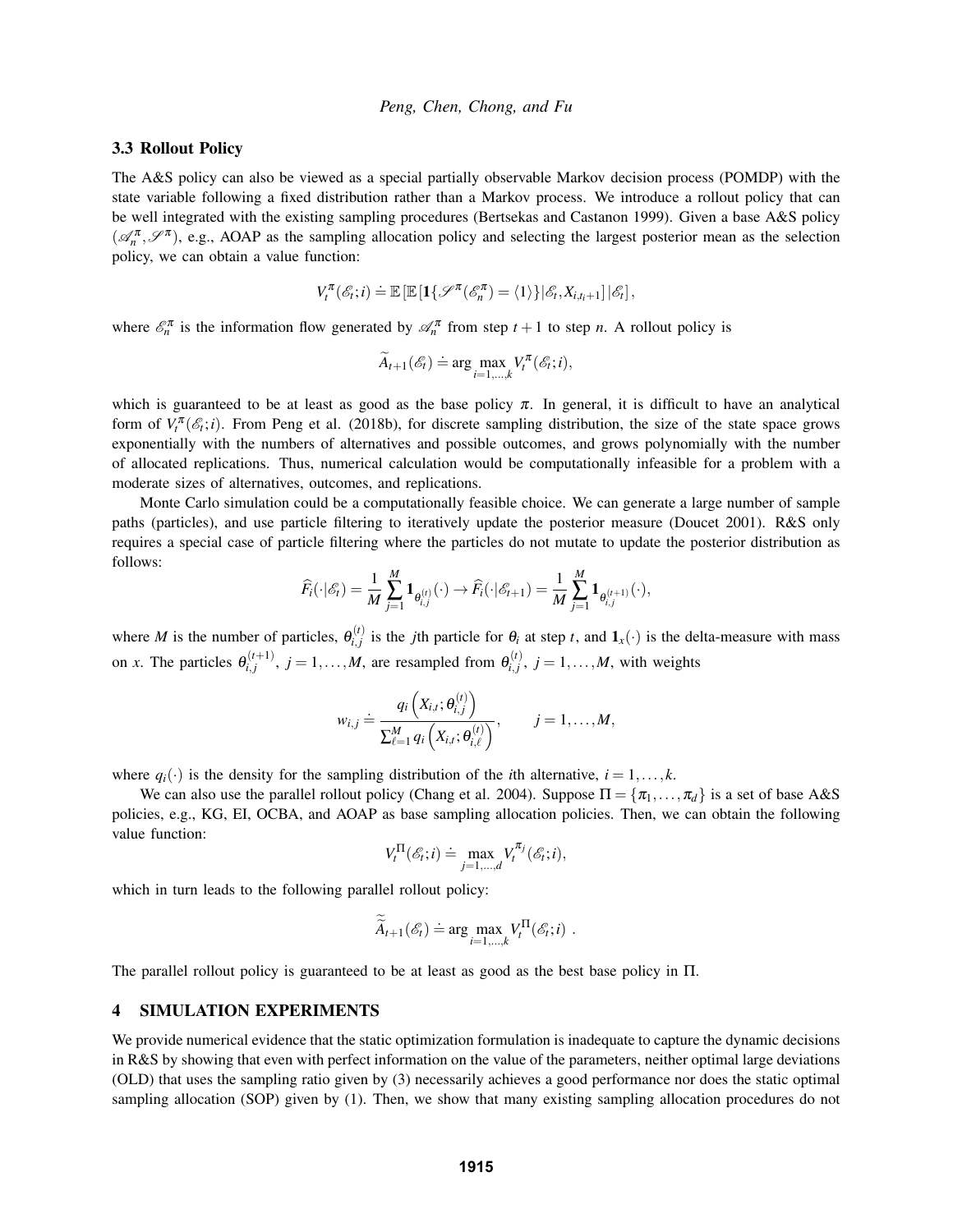### 3.3 Rollout Policy

The A&S policy can also be viewed as a special partially observable Markov decision process (POMDP) with the state variable following a fixed distribution rather than a Markov process. We introduce a rollout policy that can be well integrated with the existing sampling procedures (Bertsekas and Castanon 1999). Given a base A&S policy $(\mathscr{A}_n^{\pi}, \mathscr{S}^{\pi})$, e.g., AOAP as the sampling allocation policy and selecting the largest posterior mean as the selection policy, we can obtain a value function:

$$V_t^{\pi}(\mathscr{E}_t; i) \doteq \mathbb{E}\left[\mathbb{E}\left[\mathbf{1}\{\mathscr{S}^{\pi}(\mathscr{E}_n^{\pi}) = \langle 1 \rangle\} | \mathscr{E}_t, X_{i,t_i+1}\right] | \mathscr{E}_t\right],$$

where $\mathscr{E}_n^{\pi}$ is the information flow generated by $\mathscr{A}_n^{\pi}$ from step $t+1$ to step $n$. A rollout policy is

$$\widetilde{A}_{t+1}(\mathscr{E}_t) \doteq \arg\max_{i=1,\ldots,k} V_t^{\pi}(\mathscr{E}_t; i),$$

which is guaranteed to be at least as good as the base policy $\pi$. In general, it is difficult to have an analytical form of $V_t^{\pi}(\mathscr{E}_t; i)$. From Peng et al. (2018b), for discrete sampling distribution, the size of the state space grows exponentially with the numbers of alternatives and possible outcomes, and grows polynomially with the number of allocated replications. Thus, numerical calculation would be computationally infeasible for a problem with a moderate sizes of alternatives, outcomes, and replications.

Monte Carlo simulation could be a computationally feasible choice. We can generate a large number of sample paths (particles), and use particle filtering to iteratively update the posterior measure (Doucet 2001). R&S only requires a special case of particle filtering where the particles do not mutate to update the posterior distribution as follows:

$$\widehat{F}_i(\cdot|\mathscr{E}_t) = \frac{1}{M}\sum_{j=1}^{M} \mathbf{1}_{\theta_{i,j}^{(t)}}(\cdot) \rightarrow \widehat{F}_i(\cdot|\mathscr{E}_{t+1}) = \frac{1}{M}\sum_{j=1}^{M} \mathbf{1}_{\theta_{i,j}^{(t+1)}}(\cdot),$$

where $M$ is the number of particles, $\theta_{i,j}^{(t)}$ is the $j$th particle for $\theta_i$ at step $t$, and $\mathbf{1}_x(\cdot)$ is the delta-measure with mass on $x$. The particles $\theta_{i,j}^{(t+1)}$, $j = 1,\ldots,M$, are resampled from $\theta_{i,j}^{(t)}$, $j = 1,\ldots,M$, with weights

$$w_{i,j} \doteq \frac{q_i\left(X_{i,t}; \theta_{i,j}^{(t)}\right)}{\sum_{\ell=1}^{M} q_i\left(X_{i,t}; \theta_{i,\ell}^{(t)}\right)}, \qquad j = 1,\ldots,M,$$

where $q_i(\cdot)$ is the density for the sampling distribution of the $i$th alternative, $i = 1,\ldots,k$.

We can also use the parallel rollout policy (Chang et al. 2004). Suppose $\Pi = \{\pi_1,\ldots,\pi_d\}$ is a set of base A&S policies, e.g., KG, EI, OCBA, and AOAP as base sampling allocation policies. Then, we can obtain the following value function:

$$V_t^{\Pi}(\mathscr{E}_t; i) \doteq \max_{j=1,\ldots,d} V_t^{\pi_j}(\mathscr{E}_t; i),$$

which in turn leads to the following parallel rollout policy:

$$\widetilde{\widetilde{A}}_{t+1}(\mathscr{E}_t) \doteq \arg\max_{i=1,\ldots,k} V_t^{\Pi}(\mathscr{E}_t; i) \ .$$

The parallel rollout policy is guaranteed to be at least as good as the best base policy in $\Pi$.

## 4 SIMULATION EXPERIMENTS

We provide numerical evidence that the static optimization formulation is inadequate to capture the dynamic decisions in R&S by showing that even with perfect information on the value of the parameters, neither optimal large deviations (OLD) that uses the sampling ratio given by (3) necessarily achieves a good performance nor does the static optimal sampling allocation (SOP) given by (1). Then, we show that many existing sampling allocation procedures do not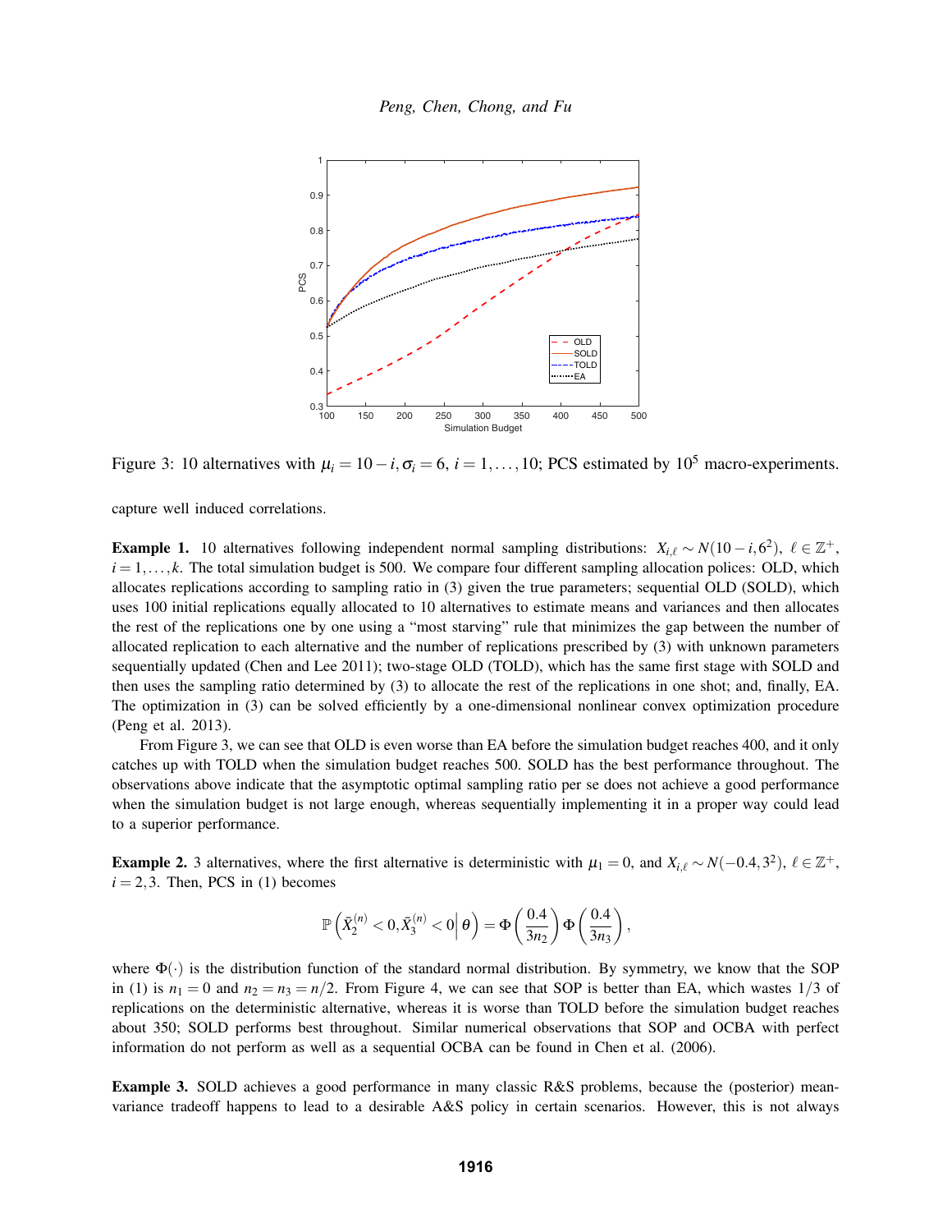Figure 3: 10 alternatives with $\mu_i = 10 - i, \sigma_i = 6$, $i = 1,\ldots,10$; PCS estimated by $10^5$ macro-experiments.

capture well induced correlations.

**Example 1.** 10 alternatives following independent normal sampling distributions: $X_{i,\ell} \sim N(10-i, 6^2)$, $\ell \in \mathbb{Z}^+$, $i = 1,\ldots,k$. The total simulation budget is 500. We compare four different sampling allocation polices: OLD, which allocates replications according to sampling ratio in (3) given the true parameters; sequential OLD (SOLD), which uses 100 initial replications equally allocated to 10 alternatives to estimate means and variances and then allocates the rest of the replications one by one using a "most starving" rule that minimizes the gap between the number of allocated replication to each alternative and the number of replications prescribed by (3) with unknown parameters sequentially updated (Chen and Lee 2011); two-stage OLD (TOLD), which has the same first stage with SOLD and then uses the sampling ratio determined by (3) to allocate the rest of the replications in one shot; and, finally, EA. The optimization in (3) can be solved efficiently by a one-dimensional nonlinear convex optimization procedure (Peng et al. 2013).

From Figure 3, we can see that OLD is even worse than EA before the simulation budget reaches 400, and it only catches up with TOLD when the simulation budget reaches 500. SOLD has the best performance throughout. The observations above indicate that the asymptotic optimal sampling ratio per se does not achieve a good performance when the simulation budget is not large enough, whereas sequentially implementing it in a proper way could lead to a superior performance.

**Example 2.** 3 alternatives, where the first alternative is deterministic with $\mu_1 = 0$, and $X_{i,\ell} \sim N(-0.4, 3^2)$, $\ell \in \mathbb{Z}^+$, $i = 2,3$. Then, PCS in (1) becomes

$$\mathbb{P}\left(\bar{X}_2^{(n)} < 0, \bar{X}_3^{(n)} < 0 \middle| \theta\right) = \Phi\left(\frac{0.4}{3n_2}\right)\Phi\left(\frac{0.4}{3n_3}\right),$$

where $\Phi(\cdot)$ is the distribution function of the standard normal distribution. By symmetry, we know that the SOP in (1) is $n_1 = 0$ and $n_2 = n_3 = n/2$. From Figure 4, we can see that SOP is better than EA, which wastes 1/3 of replications on the deterministic alternative, whereas it is worse than TOLD before the simulation budget reaches about 350; SOLD performs best throughout. Similar numerical observations that SOP and OCBA with perfect information do not perform as well as a sequential OCBA can be found in Chen et al. (2006).

**Example 3.** SOLD achieves a good performance in many classic R&S problems, because the (posterior) mean-variance tradeoff happens to lead to a desirable A&S policy in certain scenarios. However, this is not always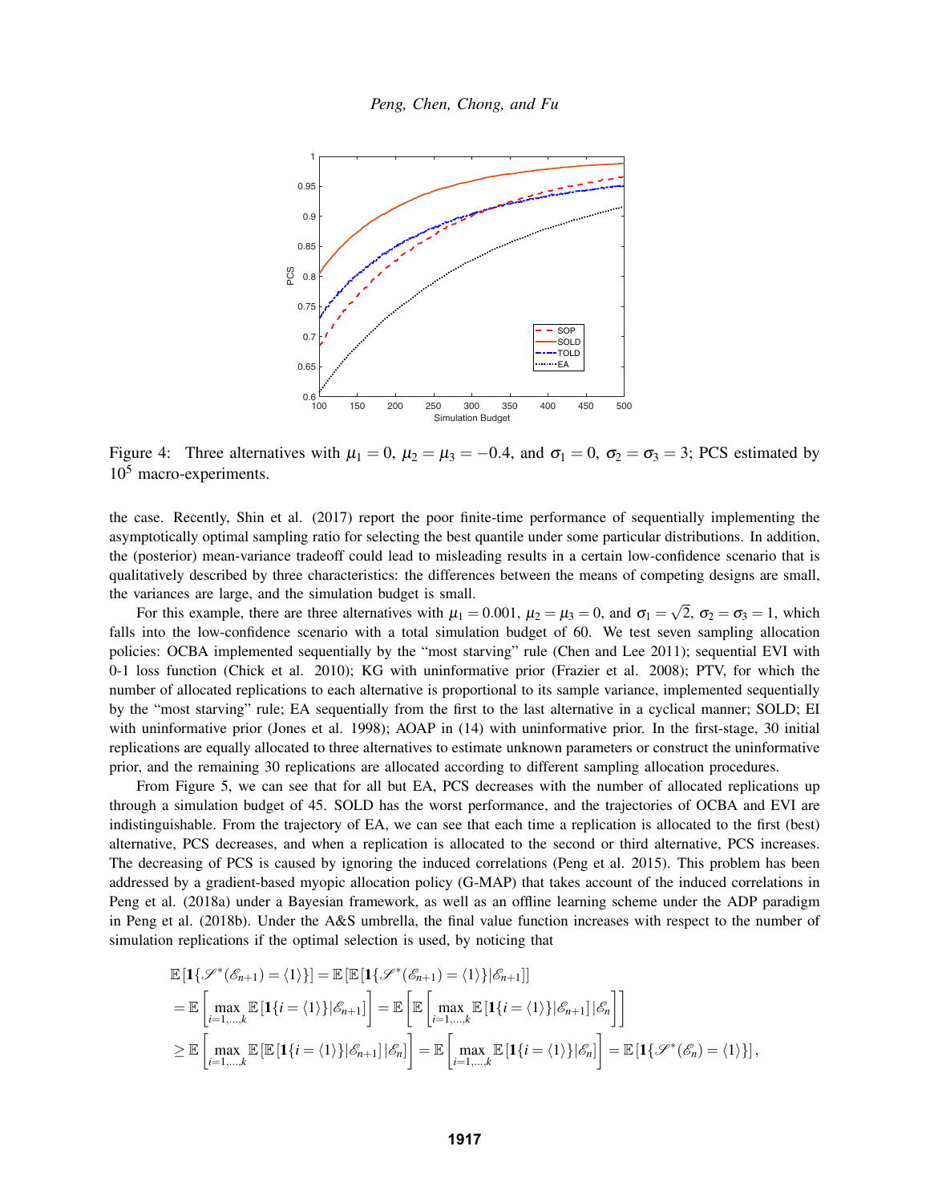Figure 4: Three alternatives with $\mu_1 = 0$, $\mu_2 = \mu_3 = -0.4$, and $\sigma_1 = 0$, $\sigma_2 = \sigma_3 = 3$; PCS estimated by $10^5$ macro-experiments.

the case. Recently, Shin et al. (2017) report the poor finite-time performance of sequentially implementing the asymptotically optimal sampling ratio for selecting the best quantile under some particular distributions. In addition, the (posterior) mean-variance tradeoff could lead to misleading results in a certain low-confidence scenario that is qualitatively described by three characteristics: the differences between the means of competing designs are small, the variances are large, and the simulation budget is small.

For this example, there are three alternatives with $\mu_1 = 0.001$, $\mu_2 = \mu_3 = 0$, and $\sigma_1 = \sqrt{2}$, $\sigma_2 = \sigma_3 = 1$, which falls into the low-confidence scenario with a total simulation budget of 60. We test seven sampling allocation policies: OCBA implemented sequentially by the "most starving" rule (Chen and Lee 2011); sequential EVI with 0-1 loss function (Chick et al. 2010); KG with uninformative prior (Frazier et al. 2008); PTV, for which the number of allocated replications to each alternative is proportional to its sample variance, implemented sequentially by the "most starving" rule; EA sequentially from the first to the last alternative in a cyclical manner; SOLD; EI with uninformative prior (Jones et al. 1998); AOAP in (14) with uninformative prior. In the first-stage, 30 initial replications are equally allocated to three alternatives to estimate unknown parameters or construct the uninformative prior, and the remaining 30 replications are allocated according to different sampling allocation procedures.

From Figure 5, we can see that for all but EA, PCS decreases with the number of allocated replications up through a simulation budget of 45. SOLD has the worst performance, and the trajectories of OCBA and EVI are indistinguishable. From the trajectory of EA, we can see that each time a replication is allocated to the first (best) alternative, PCS decreases, and when a replication is allocated to the second or third alternative, PCS increases. The decreasing of PCS is caused by ignoring the induced correlations (Peng et al. 2015). This problem has been addressed by a gradient-based myopic allocation policy (G-MAP) that takes account of the induced correlations in Peng et al. (2018a) under a Bayesian framework, as well as an offline learning scheme under the ADP paradigm in Peng et al. (2018b). Under the A&S umbrella, the final value function increases with respect to the number of simulation replications if the optimal selection is used, by noticing that

$$
\begin{aligned}
&\mathbb{E}\left[\mathbf{1}\{\mathscr{S}^*(\mathscr{E}_{n+1}) = \langle 1\rangle\}\right] = \mathbb{E}\left[\mathbb{E}\left[\mathbf{1}\{\mathscr{S}^*(\mathscr{E}_{n+1}) = \langle 1\rangle\}|\mathscr{E}_{n+1}\right]\right] \\
&= \mathbb{E}\left[\max_{i=1,\ldots,k} \mathbb{E}\left[\mathbf{1}\{i = \langle 1\rangle\}|\mathscr{E}_{n+1}\right]\right] = \mathbb{E}\left[\mathbb{E}\left[\max_{i=1,\ldots,k} \mathbb{E}\left[\mathbf{1}\{i = \langle 1\rangle\}|\mathscr{E}_{n+1}\right]|\mathscr{E}_n\right]\right] \\
&\geq \mathbb{E}\left[\max_{i=1,\ldots,k} \mathbb{E}\left[\mathbb{E}\left[\mathbf{1}\{i = \langle 1\rangle\}|\mathscr{E}_{n+1}\right]|\mathscr{E}_n\right]\right] = \mathbb{E}\left[\max_{i=1,\ldots,k} \mathbb{E}\left[\mathbf{1}\{i = \langle 1\rangle\}|\mathscr{E}_n\right]\right] = \mathbb{E}\left[\mathbf{1}\{\mathscr{S}^*(\mathscr{E}_n) = \langle 1\rangle\}\right],
\end{aligned}
$$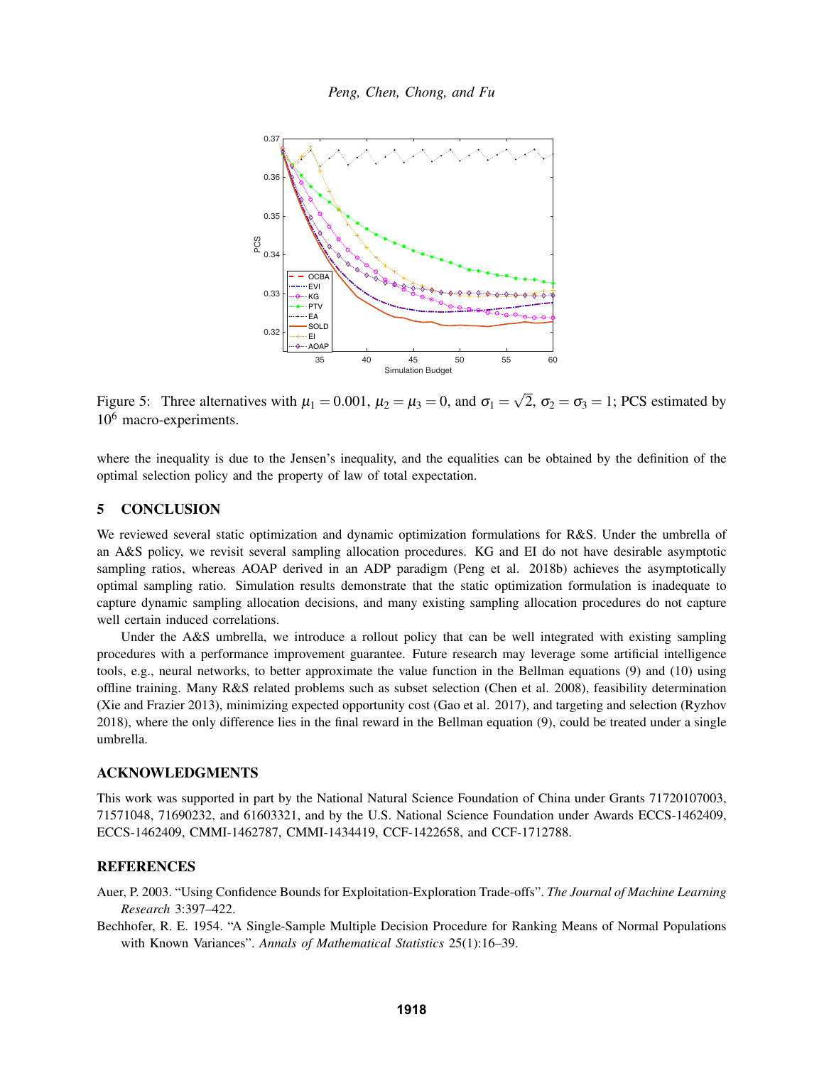Figure 5: Three alternatives with $\mu_1 = 0.001$, $\mu_2 = \mu_3 = 0$, and $\sigma_1 = \sqrt{2}$, $\sigma_2 = \sigma_3 = 1$; PCS estimated by $10^6$ macro-experiments.

where the inequality is due to the Jensen's inequality, and the equalities can be obtained by the definition of the optimal selection policy and the property of law of total expectation.

## 5 CONCLUSION

We reviewed several static optimization and dynamic optimization formulations for R&S. Under the umbrella of an A&S policy, we revisit several sampling allocation procedures. KG and EI do not have desirable asymptotic sampling ratios, whereas AOAP derived in an ADP paradigm (Peng et al. 2018b) achieves the asymptotically optimal sampling ratio. Simulation results demonstrate that the static optimization formulation is inadequate to capture dynamic sampling allocation decisions, and many existing sampling allocation procedures do not capture well certain induced correlations.

Under the A&S umbrella, we introduce a rollout policy that can be well integrated with existing sampling procedures with a performance improvement guarantee. Future research may leverage some artificial intelligence tools, e.g., neural networks, to better approximate the value function in the Bellman equations (9) and (10) using offline training. Many R&S related problems such as subset selection (Chen et al. 2008), feasibility determination (Xie and Frazier 2013), minimizing expected opportunity cost (Gao et al. 2017), and targeting and selection (Ryzhov 2018), where the only difference lies in the final reward in the Bellman equation (9), could be treated under a single umbrella.

## ACKNOWLEDGMENTS

This work was supported in part by the National Natural Science Foundation of China under Grants 71720107003, 71571048, 71690232, and 61603321, and by the U.S. National Science Foundation under Awards ECCS-1462409, ECCS-1462409, CMMI-1462787, CMMI-1434419, CCF-1422658, and CCF-1712788.

## REFERENCES

Auer, P. 2003. "Using Confidence Bounds for Exploitation-Exploration Trade-offs". *The Journal of Machine Learning Research* 3:397–422.

Bechhofer, R. E. 1954. "A Single-Sample Multiple Decision Procedure for Ranking Means of Normal Populations with Known Variances". *Annals of Mathematical Statistics* 25(1):16–39.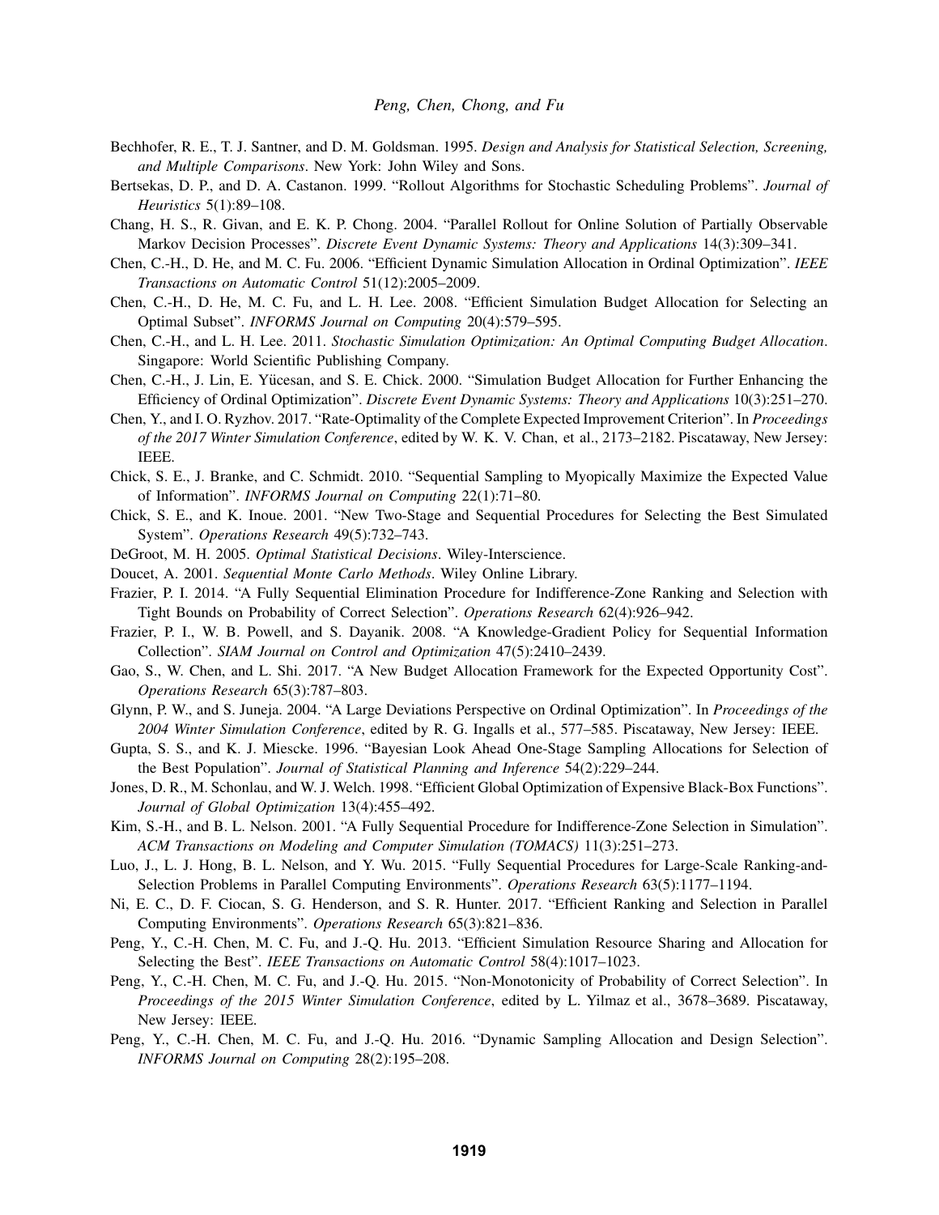Bechhofer, R. E., T. J. Santner, and D. M. Goldsman. 1995. *Design and Analysis for Statistical Selection, Screening, and Multiple Comparisons*. New York: John Wiley and Sons.

Bertsekas, D. P., and D. A. Castanon. 1999. "Rollout Algorithms for Stochastic Scheduling Problems". *Journal of Heuristics* 5(1):89–108.

Chang, H. S., R. Givan, and E. K. P. Chong. 2004. "Parallel Rollout for Online Solution of Partially Observable Markov Decision Processes". *Discrete Event Dynamic Systems: Theory and Applications* 14(3):309–341.

Chen, C.-H., D. He, and M. C. Fu. 2006. "Efficient Dynamic Simulation Allocation in Ordinal Optimization". *IEEE Transactions on Automatic Control* 51(12):2005–2009.

Chen, C.-H., D. He, M. C. Fu, and L. H. Lee. 2008. "Efficient Simulation Budget Allocation for Selecting an Optimal Subset". *INFORMS Journal on Computing* 20(4):579–595.

Chen, C.-H., and L. H. Lee. 2011. *Stochastic Simulation Optimization: An Optimal Computing Budget Allocation*. Singapore: World Scientific Publishing Company.

Chen, C.-H., J. Lin, E. Yücesan, and S. E. Chick. 2000. "Simulation Budget Allocation for Further Enhancing the Efficiency of Ordinal Optimization". *Discrete Event Dynamic Systems: Theory and Applications* 10(3):251–270.

Chen, Y., and I. O. Ryzhov. 2017. "Rate-Optimality of the Complete Expected Improvement Criterion". In *Proceedings of the 2017 Winter Simulation Conference*, edited by W. K. V. Chan, et al., 2173–2182. Piscataway, New Jersey: IEEE.

Chick, S. E., J. Branke, and C. Schmidt. 2010. "Sequential Sampling to Myopically Maximize the Expected Value of Information". *INFORMS Journal on Computing* 22(1):71–80.

Chick, S. E., and K. Inoue. 2001. "New Two-Stage and Sequential Procedures for Selecting the Best Simulated System". *Operations Research* 49(5):732–743.

DeGroot, M. H. 2005. *Optimal Statistical Decisions*. Wiley-Interscience.

Doucet, A. 2001. *Sequential Monte Carlo Methods*. Wiley Online Library.

Frazier, P. I. 2014. "A Fully Sequential Elimination Procedure for Indifference-Zone Ranking and Selection with Tight Bounds on Probability of Correct Selection". *Operations Research* 62(4):926–942.

Frazier, P. I., W. B. Powell, and S. Dayanik. 2008. "A Knowledge-Gradient Policy for Sequential Information Collection". *SIAM Journal on Control and Optimization* 47(5):2410–2439.

Gao, S., W. Chen, and L. Shi. 2017. "A New Budget Allocation Framework for the Expected Opportunity Cost". *Operations Research* 65(3):787–803.

Glynn, P. W., and S. Juneja. 2004. "A Large Deviations Perspective on Ordinal Optimization". In *Proceedings of the 2004 Winter Simulation Conference*, edited by R. G. Ingalls et al., 577–585. Piscataway, New Jersey: IEEE.

Gupta, S. S., and K. J. Miescke. 1996. "Bayesian Look Ahead One-Stage Sampling Allocations for Selection of the Best Population". *Journal of Statistical Planning and Inference* 54(2):229–244.

Jones, D. R., M. Schonlau, and W. J. Welch. 1998. "Efficient Global Optimization of Expensive Black-Box Functions". *Journal of Global Optimization* 13(4):455–492.

Kim, S.-H., and B. L. Nelson. 2001. "A Fully Sequential Procedure for Indifference-Zone Selection in Simulation". *ACM Transactions on Modeling and Computer Simulation (TOMACS)* 11(3):251–273.

Luo, J., L. J. Hong, B. L. Nelson, and Y. Wu. 2015. "Fully Sequential Procedures for Large-Scale Ranking-and-Selection Problems in Parallel Computing Environments". *Operations Research* 63(5):1177–1194.

Ni, E. C., D. F. Ciocan, S. G. Henderson, and S. R. Hunter. 2017. "Efficient Ranking and Selection in Parallel Computing Environments". *Operations Research* 65(3):821–836.

Peng, Y., C.-H. Chen, M. C. Fu, and J.-Q. Hu. 2013. "Efficient Simulation Resource Sharing and Allocation for Selecting the Best". *IEEE Transactions on Automatic Control* 58(4):1017–1023.

Peng, Y., C.-H. Chen, M. C. Fu, and J.-Q. Hu. 2015. "Non-Monotonicity of Probability of Correct Selection". In *Proceedings of the 2015 Winter Simulation Conference*, edited by L. Yilmaz et al., 3678–3689. Piscataway, New Jersey: IEEE.

Peng, Y., C.-H. Chen, M. C. Fu, and J.-Q. Hu. 2016. "Dynamic Sampling Allocation and Design Selection". *INFORMS Journal on Computing* 28(2):195–208.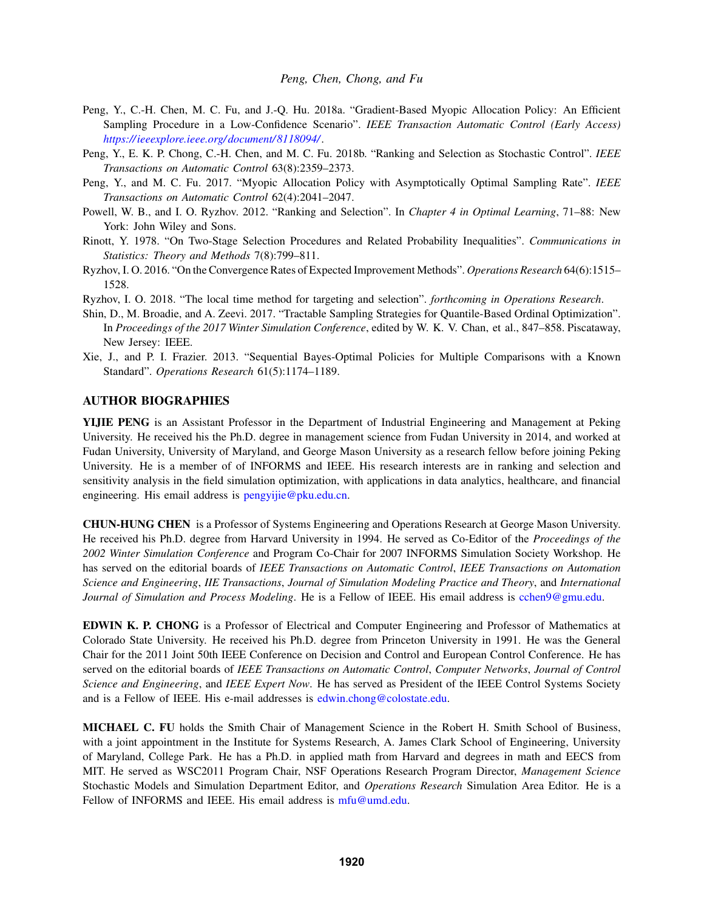Peng, Y., C.-H. Chen, M. C. Fu, and J.-Q. Hu. 2018a. "Gradient-Based Myopic Allocation Policy: An Efficient Sampling Procedure in a Low-Confidence Scenario". *IEEE Transaction Automatic Control (Early Access)* *https://ieeexplore.ieee.org/document/8118094/*.

Peng, Y., E. K. P. Chong, C.-H. Chen, and M. C. Fu. 2018b. "Ranking and Selection as Stochastic Control". *IEEE Transactions on Automatic Control* 63(8):2359–2373.

Peng, Y., and M. C. Fu. 2017. "Myopic Allocation Policy with Asymptotically Optimal Sampling Rate". *IEEE Transactions on Automatic Control* 62(4):2041–2047.

Powell, W. B., and I. O. Ryzhov. 2012. "Ranking and Selection". In *Chapter 4 in Optimal Learning*, 71–88: New York: John Wiley and Sons.

Rinott, Y. 1978. "On Two-Stage Selection Procedures and Related Probability Inequalities". *Communications in Statistics: Theory and Methods* 7(8):799–811.

Ryzhov, I. O. 2016. "On the Convergence Rates of Expected Improvement Methods". *Operations Research* 64(6):1515–1528.

Ryzhov, I. O. 2018. "The local time method for targeting and selection". *forthcoming in Operations Research*.

Shin, D., M. Broadie, and A. Zeevi. 2017. "Tractable Sampling Strategies for Quantile-Based Ordinal Optimization". In *Proceedings of the 2017 Winter Simulation Conference*, edited by W. K. V. Chan, et al., 847–858. Piscataway, New Jersey: IEEE.

Xie, J., and P. I. Frazier. 2013. "Sequential Bayes-Optimal Policies for Multiple Comparisons with a Known Standard". *Operations Research* 61(5):1174–1189.

## AUTHOR BIOGRAPHIES

**YIJIE PENG** is an Assistant Professor in the Department of Industrial Engineering and Management at Peking University. He received his the Ph.D. degree in management science from Fudan University in 2014, and worked at Fudan University, University of Maryland, and George Mason University as a research fellow before joining Peking University. He is a member of of INFORMS and IEEE. His research interests are in ranking and selection and sensitivity analysis in the field simulation optimization, with applications in data analytics, healthcare, and financial engineering. His email address is pengyijie@pku.edu.cn.

**CHUN-HUNG CHEN** is a Professor of Systems Engineering and Operations Research at George Mason University. He received his Ph.D. degree from Harvard University in 1994. He served as Co-Editor of the *Proceedings of the 2002 Winter Simulation Conference* and Program Co-Chair for 2007 INFORMS Simulation Society Workshop. He has served on the editorial boards of *IEEE Transactions on Automatic Control*, *IEEE Transactions on Automation Science and Engineering*, *IIE Transactions*, *Journal of Simulation Modeling Practice and Theory*, and *International Journal of Simulation and Process Modeling*. He is a Fellow of IEEE. His email address is cchen9@gmu.edu.

**EDWIN K. P. CHONG** is a Professor of Electrical and Computer Engineering and Professor of Mathematics at Colorado State University. He received his Ph.D. degree from Princeton University in 1991. He was the General Chair for the 2011 Joint 50th IEEE Conference on Decision and Control and European Control Conference. He has served on the editorial boards of *IEEE Transactions on Automatic Control*, *Computer Networks*, *Journal of Control Science and Engineering*, and *IEEE Expert Now*. He has served as President of the IEEE Control Systems Society and is a Fellow of IEEE. His e-mail addresses is edwin.chong@colostate.edu.

**MICHAEL C. FU** holds the Smith Chair of Management Science in the Robert H. Smith School of Business, with a joint appointment in the Institute for Systems Research, A. James Clark School of Engineering, University of Maryland, College Park. He has a Ph.D. in applied math from Harvard and degrees in math and EECS from MIT. He served as WSC2011 Program Chair, NSF Operations Research Program Director, *Management Science* Stochastic Models and Simulation Department Editor, and *Operations Research* Simulation Area Editor. He is a Fellow of INFORMS and IEEE. His email address is mfu@umd.edu.